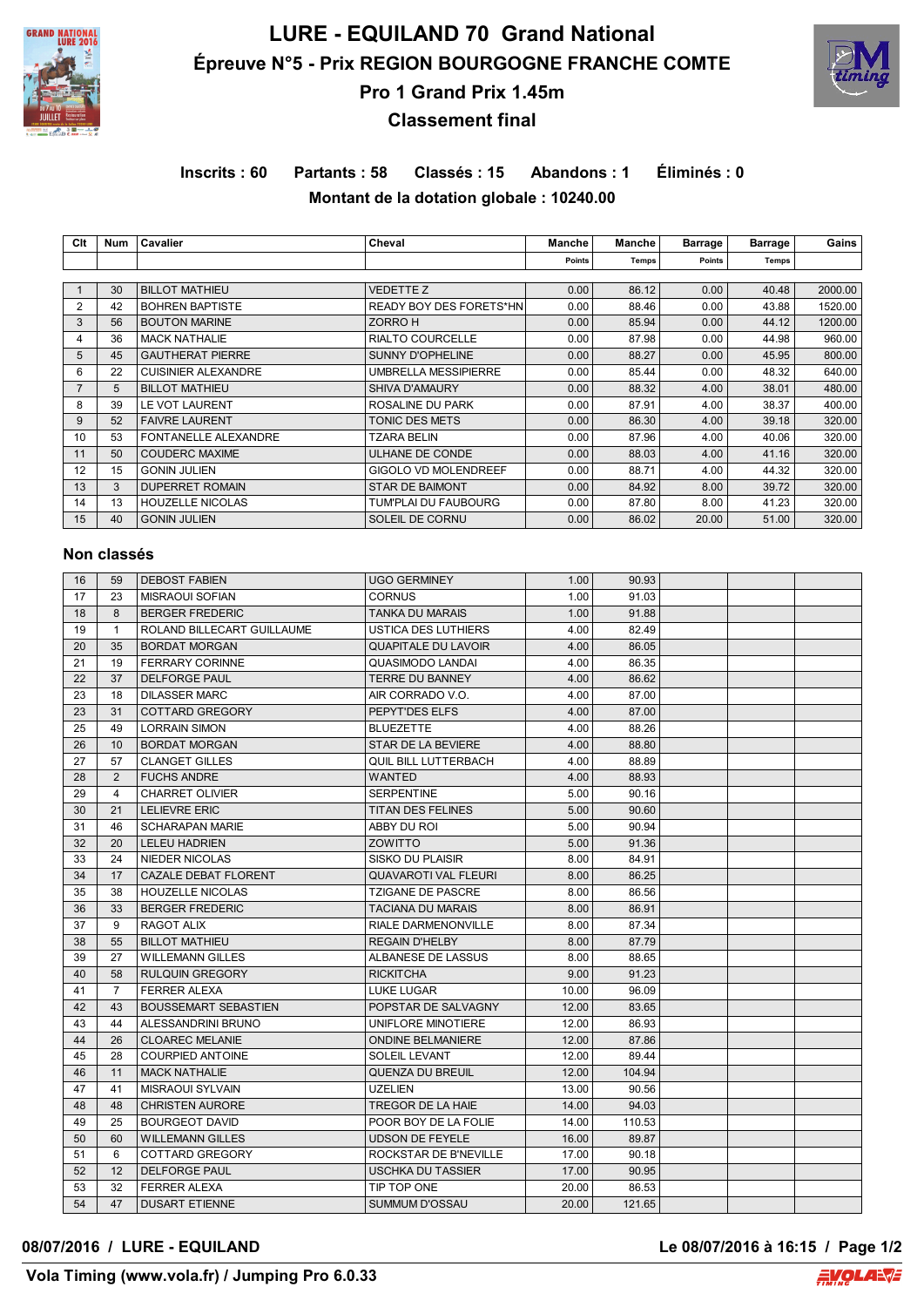# LURE - EQUILAND 70 Grand National

## Épreuve N°5 - Prix REGION BOURGOGNE FRANCHE COMTE

## Pro 1 Grand Prix 1.45m

## Classement final

**Inscrits : 60 Partants : 58 Classés : 15 Abandons : 1 Éliminés : 0**

**Montant de la dotation globale : 10240.00**

| Clt | Num | Cavalier | Cheval | Manche | Manche | Barrage | Barrage | Gains |
|---|---|---|---|---|---|---|---|---|
| | | | | Points | Temps | Points | Temps | |
| 1 | 30 | BILLOT MATHIEU | VEDETTE Z | 0.00 | 86.12 | 0.00 | 40.48 | 2000.00 |
| 2 | 42 | BOHREN BAPTISTE | READY BOY DES FORETS*HN | 0.00 | 88.46 | 0.00 | 43.88 | 1520.00 |
| 3 | 56 | BOUTON MARINE | ZORRO H | 0.00 | 85.94 | 0.00 | 44.12 | 1200.00 |
| 4 | 36 | MACK NATHALIE | RIALTO COURCELLE | 0.00 | 87.98 | 0.00 | 44.98 | 960.00 |
| 5 | 45 | GAUTHERAT PIERRE | SUNNY D'OPHELINE | 0.00 | 88.27 | 0.00 | 45.95 | 800.00 |
| 6 | 22 | CUISINIER ALEXANDRE | UMBRELLA MESSIPIERRE | 0.00 | 85.44 | 0.00 | 48.32 | 640.00 |
| 7 | 5 | BILLOT MATHIEU | SHIVA D'AMAURY | 0.00 | 88.32 | 4.00 | 38.01 | 480.00 |
| 8 | 39 | LE VOT LAURENT | ROSALINE DU PARK | 0.00 | 87.91 | 4.00 | 38.37 | 400.00 |
| 9 | 52 | FAIVRE LAURENT | TONIC DES METS | 0.00 | 86.30 | 4.00 | 39.18 | 320.00 |
| 10 | 53 | FONTANELLE ALEXANDRE | TZARA BELIN | 0.00 | 87.96 | 4.00 | 40.06 | 320.00 |
| 11 | 50 | COUDERC MAXIME | ULHANE DE CONDE | 0.00 | 88.03 | 4.00 | 41.16 | 320.00 |
| 12 | 15 | GONIN JULIEN | GIGOLO VD MOLENDREEF | 0.00 | 88.71 | 4.00 | 44.32 | 320.00 |
| 13 | 3 | DUPERRET ROMAIN | STAR DE BAIMONT | 0.00 | 84.92 | 8.00 | 39.72 | 320.00 |
| 14 | 13 | HOUZELLE NICOLAS | TUM'PLAI DU FAUBOURG | 0.00 | 87.80 | 8.00 | 41.23 | 320.00 |
| 15 | 40 | GONIN JULIEN | SOLEIL DE CORNU | 0.00 | 86.02 | 20.00 | 51.00 | 320.00 |

### Non classés

| Clt | Num | Cavalier | Cheval | Manche Points | Manche Temps | Barrage Points | Barrage Temps | Gains |
|---|---|---|---|---|---|---|---|---|
| 16 | 59 | DEBOST FABIEN | UGO GERMINEY | 1.00 | 90.93 | | | |
| 17 | 23 | MISRAOUI SOFIAN | CORNUS | 1.00 | 91.03 | | | |
| 18 | 8 | BERGER FREDERIC | TANKA DU MARAIS | 1.00 | 91.88 | | | |
| 19 | 1 | ROLAND BILLECART GUILLAUME | USTICA DES LUTHIERS | 4.00 | 82.49 | | | |
| 20 | 35 | BORDAT MORGAN | QUAPITALE DU LAVOIR | 4.00 | 86.05 | | | |
| 21 | 19 | FERRARY CORINNE | QUASIMODO LANDAI | 4.00 | 86.35 | | | |
| 22 | 37 | DELFORGE PAUL | TERRE DU BANNEY | 4.00 | 86.62 | | | |
| 23 | 18 | DILASSER MARC | AIR CORRADO V.O. | 4.00 | 87.00 | | | |
| 23 | 31 | COTTARD GREGORY | PEPYT'DES ELFS | 4.00 | 87.00 | | | |
| 25 | 49 | LORRAIN SIMON | BLUEZETTE | 4.00 | 88.26 | | | |
| 26 | 10 | BORDAT MORGAN | STAR DE LA BEVIERE | 4.00 | 88.80 | | | |
| 27 | 57 | CLANGET GILLES | QUIL BILL LUTTERBACH | 4.00 | 88.89 | | | |
| 28 | 2 | FUCHS ANDRE | WANTED | 4.00 | 88.93 | | | |
| 29 | 4 | CHARRET OLIVIER | SERPENTINE | 5.00 | 90.16 | | | |
| 30 | 21 | LELIEVRE ERIC | TITAN DES FELINES | 5.00 | 90.60 | | | |
| 31 | 46 | SCHARAPAN MARIE | ABBY DU ROI | 5.00 | 90.94 | | | |
| 32 | 20 | LELEU HADRIEN | ZOWITTO | 5.00 | 91.36 | | | |
| 33 | 24 | NIEDER NICOLAS | SISKO DU PLAISIR | 8.00 | 84.91 | | | |
| 34 | 17 | CAZALE DEBAT FLORENT | QUAVAROTI VAL FLEURI | 8.00 | 86.25 | | | |
| 35 | 38 | HOUZELLE NICOLAS | TZIGANE DE PASCRE | 8.00 | 86.56 | | | |
| 36 | 33 | BERGER FREDERIC | TACIANA DU MARAIS | 8.00 | 86.91 | | | |
| 37 | 9 | RAGOT ALIX | RIALE DARMENONVILLE | 8.00 | 87.34 | | | |
| 38 | 55 | BILLOT MATHIEU | REGAIN D'HELBY | 8.00 | 87.79 | | | |
| 39 | 27 | WILLEMANN GILLES | ALBANESE DE LASSUS | 8.00 | 88.65 | | | |
| 40 | 58 | RULQUIN GREGORY | RICKITCHA | 9.00 | 91.23 | | | |
| 41 | 7 | FERRER ALEXA | LUKE LUGAR | 10.00 | 96.09 | | | |
| 42 | 43 | BOUSSEMART SEBASTIEN | POPSTAR DE SALVAGNY | 12.00 | 83.65 | | | |
| 43 | 44 | ALESSANDRINI BRUNO | UNIFLORE MINOTIERE | 12.00 | 86.93 | | | |
| 44 | 26 | CLOAREC MELANIE | ONDINE BELMANIERE | 12.00 | 87.86 | | | |
| 45 | 28 | COURPIED ANTOINE | SOLEIL LEVANT | 12.00 | 89.44 | | | |
| 46 | 11 | MACK NATHALIE | QUENZA DU BREUIL | 12.00 | 104.94 | | | |
| 47 | 41 | MISRAOUI SYLVAIN | UZELIEN | 13.00 | 90.56 | | | |
| 48 | 48 | CHRISTEN AURORE | TREGOR DE LA HAIE | 14.00 | 94.03 | | | |
| 49 | 25 | BOURGEOT DAVID | POOR BOY DE LA FOLIE | 14.00 | 110.53 | | | |
| 50 | 60 | WILLEMANN GILLES | UDSON DE FEYELE | 16.00 | 89.87 | | | |
| 51 | 6 | COTTARD GREGORY | ROCKSTAR DE B'NEVILLE | 17.00 | 90.18 | | | |
| 52 | 12 | DELFORGE PAUL | USCHKA DU TASSIER | 17.00 | 90.95 | | | |
| 53 | 32 | FERRER ALEXA | TIP TOP ONE | 20.00 | 86.53 | | | |
| 54 | 47 | DUSART ETIENNE | SUMMUM D'OSSAU | 20.00 | 121.65 | | | |

08/07/2016 / LURE - EQUILAND Le 08/07/2016 à 16:15

Vola Timing (www.vola.fr) / Jumping Pro 6.0.33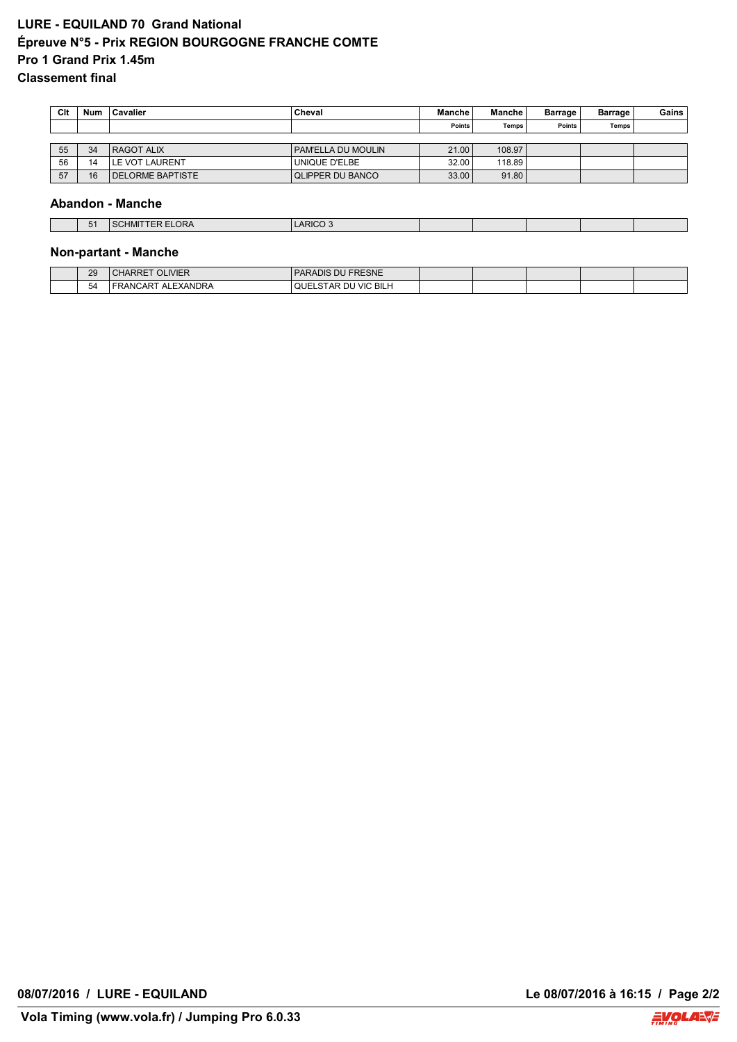# LURE - EQUILAND 70 Grand National

## Épreuve N°5 - Prix REGION BOURGOGNE FRANCHE COMTE

## Pro 1 Grand Prix 1.45m

## Classement final

| Clt | Num | Cavalier | Cheval | Manche | Manche | Barrage | Barrage | Gains |
|---|---|---|---|---|---|---|---|---|
| | | | | Points | Temps | Points | Temps | |
| 55 | 34 | RAGOT ALIX | PAM'ELLA DU MOULIN | 21.00 | 108.97 | | | |
| 56 | 14 | LE VOT LAURENT | UNIQUE D'ELBE | 32.00 | 118.89 | | | |
| 57 | 16 | DELORME BAPTISTE | QLIPPER DU BANCO | 33.00 | 91.80 | | | |

### Abandon - Manche

| | | | | | | | | |
|---|---|---|---|---|---|---|---|---|
| | 51 | SCHMITTER ELORA | LARICO 3 | | | | | |

### Non-partant - Manche

| | | | | | | | | |
|---|---|---|---|---|---|---|---|---|
| | 29 | CHARRET OLIVIER | PARADIS DU FRESNE | | | | | |
| | 54 | FRANCART ALEXANDRA | QUELSTAR DU VIC BILH | | | | | |